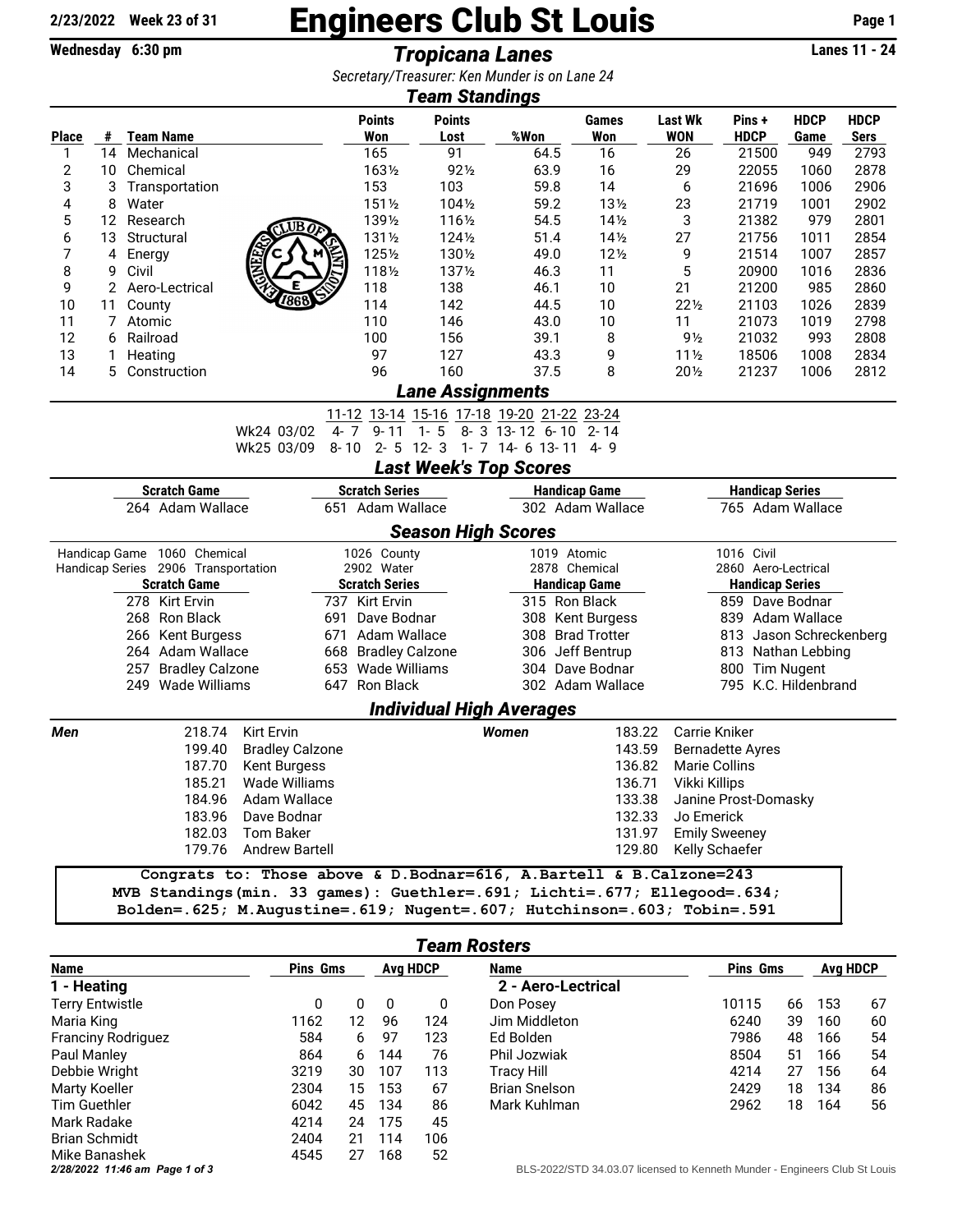**2/23/2022 Week 23 of 31**

# Engineers Club St Louis

**Wednesday 6:30 pm**

## *Tropicana Lanes*

**Lanes 11 - 24**

*Secretary/Treasurer: Ken Munder is on Lane 24*

## *Team Standings*

| Place | # | Team Name | Points Won | Points Lost | %Won | Games Won | Last Wk WON | Pins + HDCP | HDCP Game | HDCP Sers |
|---|---|---|---|---|---|---|---|---|---|---|
| 1 | 14 | Mechanical | 165 | 91 | 64.5 | 16 | 26 | 21500 | 949 | 2793 |
| 2 | 10 | Chemical | 163½ | 92½ | 63.9 | 16 | 29 | 22055 | 1060 | 2878 |
| 3 | 3 | Transportation | 153 | 103 | 59.8 | 14 | 6 | 21696 | 1006 | 2906 |
| 4 | 8 | Water | 151½ | 104½ | 59.2 | 13½ | 23 | 21719 | 1001 | 2902 |
| 5 | 12 | Research | 139½ | 116½ | 54.5 | 14½ | 3 | 21382 | 979 | 2801 |
| 6 | 13 | Structural | 131½ | 124½ | 51.4 | 14½ | 27 | 21756 | 1011 | 2854 |
| 7 | 4 | Energy | 125½ | 130½ | 49.0 | 12½ | 9 | 21514 | 1007 | 2857 |
| 8 | 9 | Civil | 118½ | 137½ | 46.3 | 11 | 5 | 20900 | 1016 | 2836 |
| 9 | 2 | Aero-Lectrical | 118 | 138 | 46.1 | 10 | 21 | 21200 | 985 | 2860 |
| 10 | 11 | County | 114 | 142 | 44.5 | 10 | 22½ | 21103 | 1026 | 2839 |
| 11 | 7 | Atomic | 110 | 146 | 43.0 | 10 | 11 | 21073 | 1019 | 2798 |
| 12 | 6 | Railroad | 100 | 156 | 39.1 | 8 | 9½ | 21032 | 993 | 2808 |
| 13 | 1 | Heating | 97 | 127 | 43.3 | 9 | 11½ | 18506 | 1008 | 2834 |
| 14 | 5 | Construction | 96 | 160 | 37.5 | 8 | 20½ | 21237 | 1006 | 2812 |

## *Lane Assignments*

| | 11-12 | 13-14 | 15-16 | 17-18 | 19-20 | 21-22 | 23-24 |
|---|---|---|---|---|---|---|---|
| Wk24 03/02 | 4- 7 | 9- 11 | 1- 5 | 8- 3 | 13- 12 | 6- 10 | 2- 14 |
| Wk25 03/09 | 8- 10 | 2- 5 | 12- 3 | 1- 7 | 14- 6 | 13- 11 | 4- 9 |

## *Last Week's Top Scores*

| Scratch Game | Scratch Series | Handicap Game | Handicap Series |
|---|---|---|---|
| 264 Adam Wallace | 651 Adam Wallace | 302 Adam Wallace | 765 Adam Wallace |

## *Season High Scores*

| | | | | |
|---|---|---|---|---|
| Handicap Game | 1060 Chemical | 1026 County | 1019 Atomic | 1016 Civil |
| Handicap Series | 2906 Transportation | 2902 Water | 2878 Chemical | 2860 Aero-Lectrical |

| Scratch Game | Scratch Series | Handicap Game | Handicap Series |
|---|---|---|---|
| 278 Kirt Ervin | 737 Kirt Ervin | 315 Ron Black | 859 Dave Bodnar |
| 268 Ron Black | 691 Dave Bodnar | 308 Kent Burgess | 839 Adam Wallace |
| 266 Kent Burgess | 671 Adam Wallace | 308 Brad Trotter | 813 Jason Schreckenberg |
| 264 Adam Wallace | 668 Bradley Calzone | 306 Jeff Bentrup | 813 Nathan Lebbing |
| 257 Bradley Calzone | 653 Wade Williams | 304 Dave Bodnar | 800 Tim Nugent |
| 249 Wade Williams | 647 Ron Black | 302 Adam Wallace | 795 K.C. Hildenbrand |

## *Individual High Averages*

| Men | | Women | |
|---|---|---|---|
| 218.74 | Kirt Ervin | 183.22 | Carrie Kniker |
| 199.40 | Bradley Calzone | 143.59 | Bernadette Ayres |
| 187.70 | Kent Burgess | 136.82 | Marie Collins |
| 185.21 | Wade Williams | 136.71 | Vikki Killips |
| 184.96 | Adam Wallace | 133.38 | Janine Prost-Domasky |
| 183.96 | Dave Bodnar | 132.33 | Jo Emerick |
| 182.03 | Tom Baker | 131.97 | Emily Sweeney |
| 179.76 | Andrew Bartell | 129.80 | Kelly Schaefer |

```
Congrats to: Those above & D.Bodnar=616, A.Bartell & B.Calzone=243
MVB Standings(min. 33 games): Guethler=.691; Lichti=.677; Ellegood=.634;
Bolden=.625; M.Augustine=.619; Nugent=.607; Hutchinson=.603; Tobin=.591
```

## *Team Rosters*

| Name | Pins | Gms | Avg | HDCP |
|---|---|---|---|---|
| **1 - Heating** | | | | |
| Terry Entwistle | 0 | 0 | 0 | 0 |
| Maria King | 1162 | 12 | 96 | 124 |
| Franciny Rodriguez | 584 | 6 | 97 | 123 |
| Paul Manley | 864 | 6 | 144 | 76 |
| Debbie Wright | 3219 | 30 | 107 | 113 |
| Marty Koeller | 2304 | 15 | 153 | 67 |
| Tim Guethler | 6042 | 45 | 134 | 86 |
| Mark Radake | 4214 | 24 | 175 | 45 |
| Brian Schmidt | 2404 | 21 | 114 | 106 |
| Mike Banashek | 4545 | 27 | 168 | 52 |

| Name | Pins | Gms | Avg | HDCP |
|---|---|---|---|---|
| **2 - Aero-Lectrical** | | | | |
| Don Posey | 10115 | 66 | 153 | 67 |
| Jim Middleton | 6240 | 39 | 160 | 60 |
| Ed Bolden | 7986 | 48 | 166 | 54 |
| Phil Jozwiak | 8504 | 51 | 166 | 54 |
| Tracy Hill | 4214 | 27 | 156 | 64 |
| Brian Snelson | 2429 | 18 | 134 | 86 |
| Mark Kuhlman | 2962 | 18 | 164 | 56 |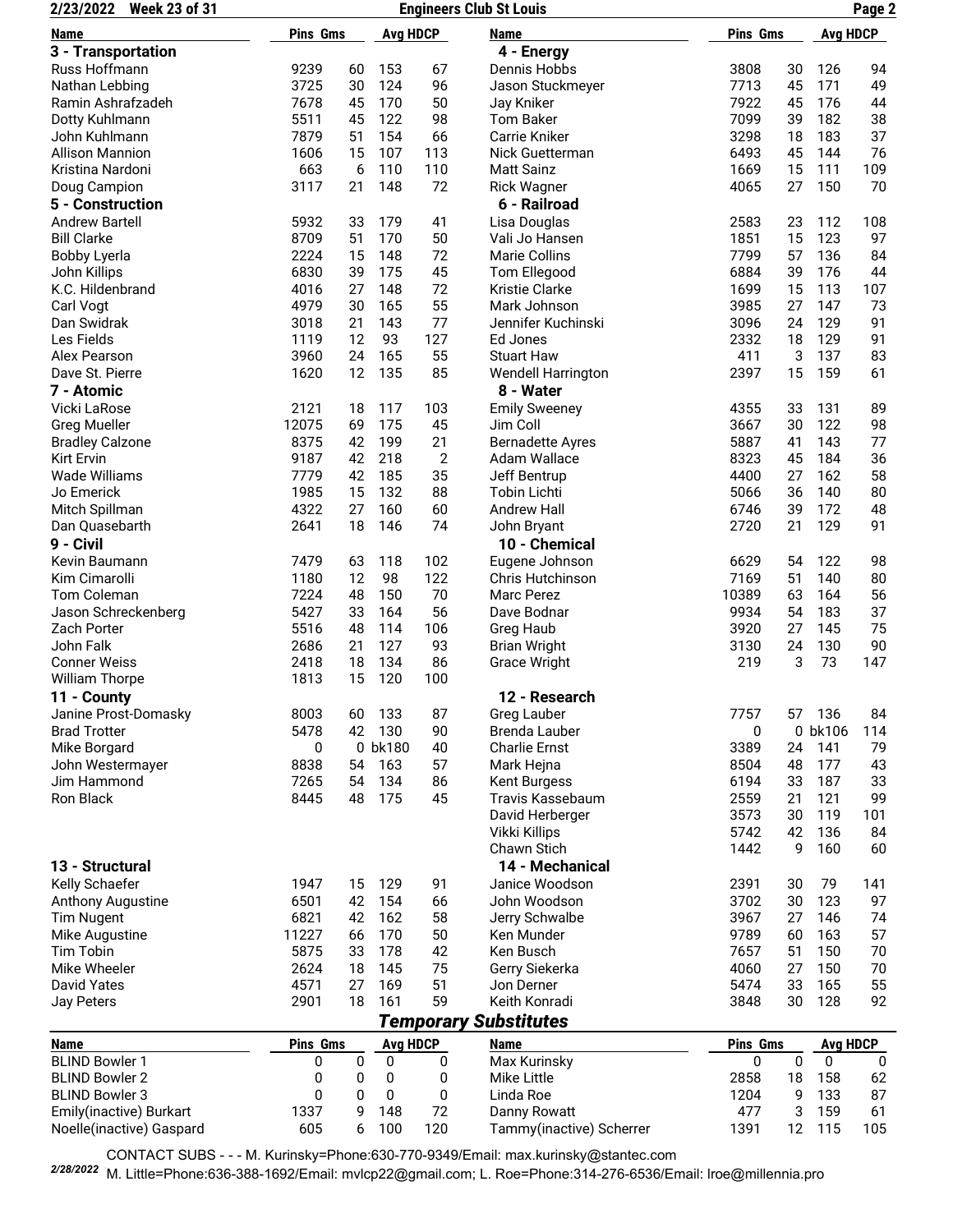| Name | Pins | Gms | Avg | HDCP | Name | Pins | Gms | Avg | HDCP |
|---|---|---|---|---|---|---|---|---|---|
| **3 - Transportation** | | | | | **4 - Energy** | | | | |
| Russ Hoffmann | 9239 | 60 | 153 | 67 | Dennis Hobbs | 3808 | 30 | 126 | 94 |
| Nathan Lebbing | 3725 | 30 | 124 | 96 | Jason Stuckmeyer | 7713 | 45 | 171 | 49 |
| Ramin Ashrafzadeh | 7678 | 45 | 170 | 50 | Jay Kniker | 7922 | 45 | 176 | 44 |
| Dotty Kuhlmann | 5511 | 45 | 122 | 98 | Tom Baker | 7099 | 39 | 182 | 38 |
| John Kuhlmann | 7879 | 51 | 154 | 66 | Carrie Kniker | 3298 | 18 | 183 | 37 |
| Allison Mannion | 1606 | 15 | 107 | 113 | Nick Guetterman | 6493 | 45 | 144 | 76 |
| Kristina Nardoni | 663 | 6 | 110 | 110 | Matt Sainz | 1669 | 15 | 111 | 109 |
| Doug Campion | 3117 | 21 | 148 | 72 | Rick Wagner | 4065 | 27 | 150 | 70 |
| **5 - Construction** | | | | | **6 - Railroad** | | | | |
| Andrew Bartell | 5932 | 33 | 179 | 41 | Lisa Douglas | 2583 | 23 | 112 | 108 |
| Bill Clarke | 8709 | 51 | 170 | 50 | Vali Jo Hansen | 1851 | 15 | 123 | 97 |
| Bobby Lyerla | 2224 | 15 | 148 | 72 | Marie Collins | 7799 | 57 | 136 | 84 |
| John Killips | 6830 | 39 | 175 | 45 | Tom Ellegood | 6884 | 39 | 176 | 44 |
| K.C. Hildenbrand | 4016 | 27 | 148 | 72 | Kristie Clarke | 1699 | 15 | 113 | 107 |
| Carl Vogt | 4979 | 30 | 165 | 55 | Mark Johnson | 3985 | 27 | 147 | 73 |
| Dan Swidrak | 3018 | 21 | 143 | 77 | Jennifer Kuchinski | 3096 | 24 | 129 | 91 |
| Les Fields | 1119 | 12 | 93 | 127 | Ed Jones | 2332 | 18 | 129 | 91 |
| Alex Pearson | 3960 | 24 | 165 | 55 | Stuart Haw | 411 | 3 | 137 | 83 |
| Dave St. Pierre | 1620 | 12 | 135 | 85 | Wendell Harrington | 2397 | 15 | 159 | 61 |
| **7 - Atomic** | | | | | **8 - Water** | | | | |
| Vicki LaRose | 2121 | 18 | 117 | 103 | Emily Sweeney | 4355 | 33 | 131 | 89 |
| Greg Mueller | 12075 | 69 | 175 | 45 | Jim Coll | 3667 | 30 | 122 | 98 |
| Bradley Calzone | 8375 | 42 | 199 | 21 | Bernadette Ayres | 5887 | 41 | 143 | 77 |
| Kirt Ervin | 9187 | 42 | 218 | 2 | Adam Wallace | 8323 | 45 | 184 | 36 |
| Wade Williams | 7779 | 42 | 185 | 35 | Jeff Bentrup | 4400 | 27 | 162 | 58 |
| Jo Emerick | 1985 | 15 | 132 | 88 | Tobin Lichti | 5066 | 36 | 140 | 80 |
| Mitch Spillman | 4322 | 27 | 160 | 60 | Andrew Hall | 6746 | 39 | 172 | 48 |
| Dan Quasebarth | 2641 | 18 | 146 | 74 | John Bryant | 2720 | 21 | 129 | 91 |
| **9 - Civil** | | | | | **10 - Chemical** | | | | |
| Kevin Baumann | 7479 | 63 | 118 | 102 | Eugene Johnson | 6629 | 54 | 122 | 98 |
| Kim Cimarolli | 1180 | 12 | 98 | 122 | Chris Hutchinson | 7169 | 51 | 140 | 80 |
| Tom Coleman | 7224 | 48 | 150 | 70 | Marc Perez | 10389 | 63 | 164 | 56 |
| Jason Schreckenberg | 5427 | 33 | 164 | 56 | Dave Bodnar | 9934 | 54 | 183 | 37 |
| Zach Porter | 5516 | 48 | 114 | 106 | Greg Haub | 3920 | 27 | 145 | 75 |
| John Falk | 2686 | 21 | 127 | 93 | Brian Wright | 3130 | 24 | 130 | 90 |
| Conner Weiss | 2418 | 18 | 134 | 86 | Grace Wright | 219 | 3 | 73 | 147 |
| William Thorpe | 1813 | 15 | 120 | 100 | | | | | |
| **11 - County** | | | | | **12 - Research** | | | | |
| Janine Prost-Domasky | 8003 | 60 | 133 | 87 | Greg Lauber | 7757 | 57 | 136 | 84 |
| Brad Trotter | 5478 | 42 | 130 | 90 | Brenda Lauber | 0 | 0 | bk106 | 114 |
| Mike Borgard | 0 | 0 | bk180 | 40 | Charlie Ernst | 3389 | 24 | 141 | 79 |
| John Westermayer | 8838 | 54 | 163 | 57 | Mark Hejna | 8504 | 48 | 177 | 43 |
| Jim Hammond | 7265 | 54 | 134 | 86 | Kent Burgess | 6194 | 33 | 187 | 33 |
| Ron Black | 8445 | 48 | 175 | 45 | Travis Kassebaum | 2559 | 21 | 121 | 99 |
| | | | | | David Herberger | 3573 | 30 | 119 | 101 |
| | | | | | Vikki Killips | 5742 | 42 | 136 | 84 |
| | | | | | Chawn Stich | 1442 | 9 | 160 | 60 |
| **13 - Structural** | | | | | **14 - Mechanical** | | | | |
| Kelly Schaefer | 1947 | 15 | 129 | 91 | Janice Woodson | 2391 | 30 | 79 | 141 |
| Anthony Augustine | 6501 | 42 | 154 | 66 | John Woodson | 3702 | 30 | 123 | 97 |
| Tim Nugent | 6821 | 42 | 162 | 58 | Jerry Schwalbe | 3967 | 27 | 146 | 74 |
| Mike Augustine | 11227 | 66 | 170 | 50 | Ken Munder | 9789 | 60 | 163 | 57 |
| Tim Tobin | 5875 | 33 | 178 | 42 | Ken Busch | 7657 | 51 | 150 | 70 |
| Mike Wheeler | 2624 | 18 | 145 | 75 | Gerry Siekerka | 4060 | 27 | 150 | 70 |
| David Yates | 4571 | 27 | 169 | 51 | Jon Derner | 5474 | 33 | 165 | 55 |
| Jay Peters | 2901 | 18 | 161 | 59 | Keith Konradi | 3848 | 30 | 128 | 92 |

## *Temporary Substitutes*

| Name | Pins | Gms | Avg | HDCP | Name | Pins | Gms | Avg | HDCP |
|---|---|---|---|---|---|---|---|---|---|
| BLIND Bowler 1 | 0 | 0 | 0 | 0 | Max Kurinsky | 0 | 0 | 0 | 0 |
| BLIND Bowler 2 | 0 | 0 | 0 | 0 | Mike Little | 2858 | 18 | 158 | 62 |
| BLIND Bowler 3 | 0 | 0 | 0 | 0 | Linda Roe | 1204 | 9 | 133 | 87 |
| Emily(inactive) Burkart | 1337 | 9 | 148 | 72 | Danny Rowatt | 477 | 3 | 159 | 61 |
| Noelle(inactive) Gaspard | 605 | 6 | 100 | 120 | Tammy(inactive) Scherrer | 1391 | 12 | 115 | 105 |

CONTACT SUBS - - - M. Kurinsky=Phone:630-770-9349/Email: max.kurinsky@stantec.com

M. Little=Phone:636-388-1692/Email: mvlcp22@gmail.com; L. Roe=Phone:314-276-6536/Email: lroe@millennia.pro